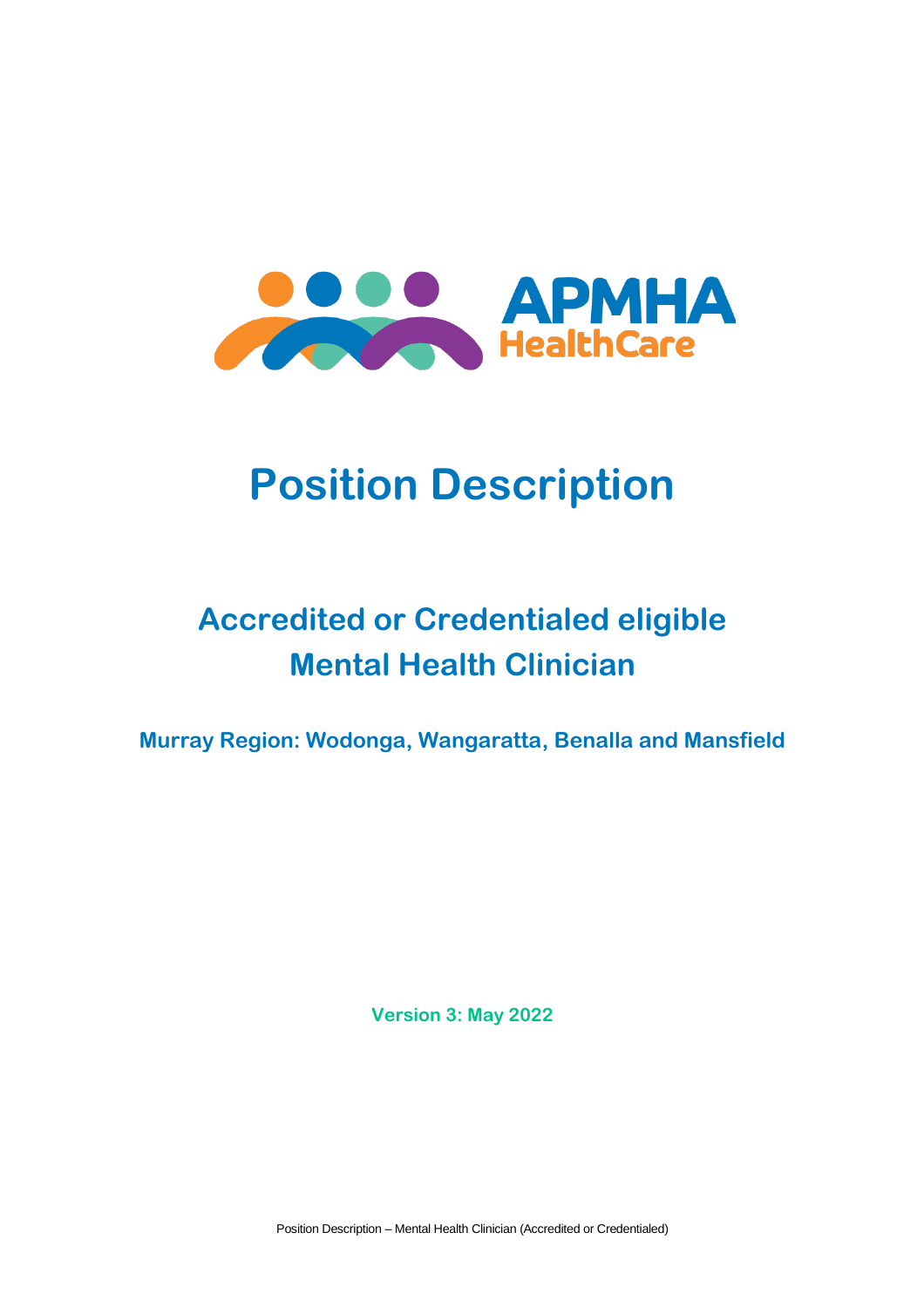APMHA HealthCare

# Position Description

## Accredited or Credentialed eligible Mental Health Clinician

### Murray Region: Wodonga, Wangaratta, Benalla and Mansfield

**Version 3: May 2022**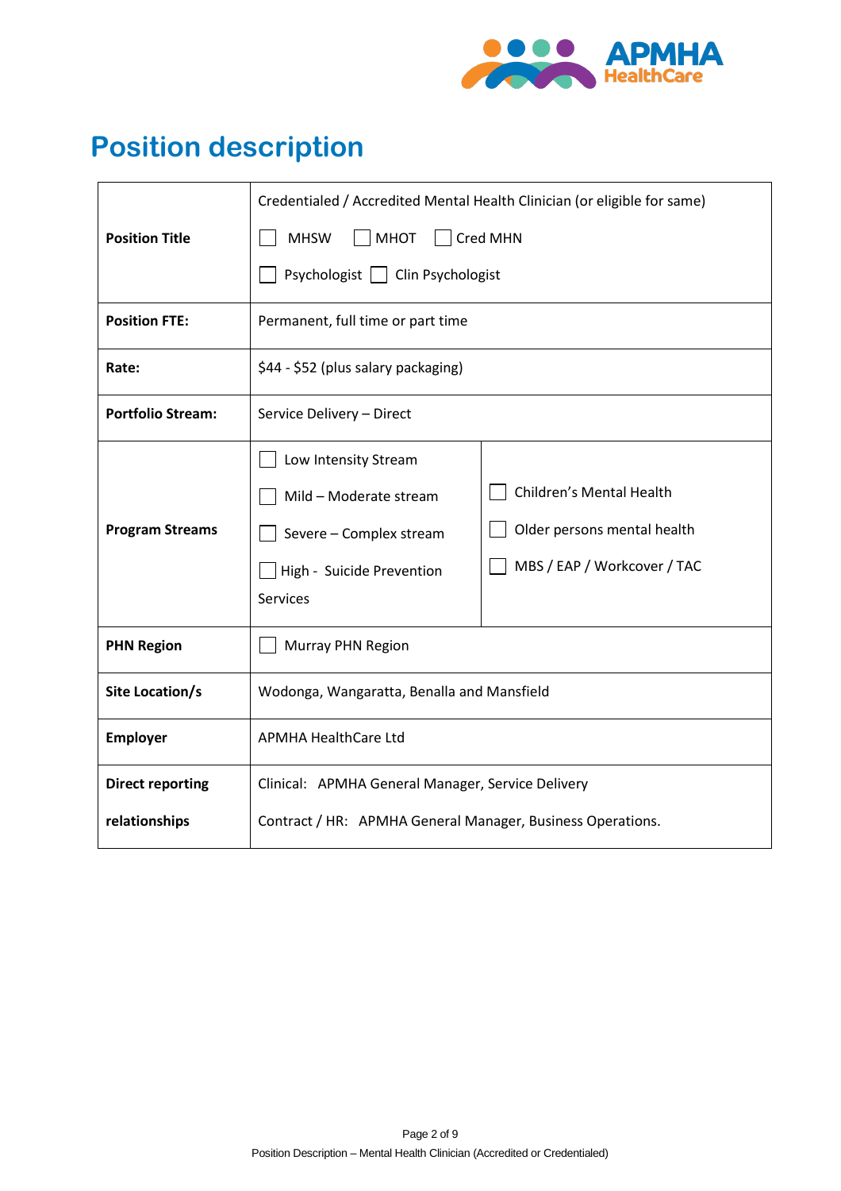# Position description

| | |
|---|---|
| **Position Title** | Credentialed / Accredited Mental Health Clinician (or eligible for same)<br>☐ MHSW ☐ MHOT ☐ Cred MHN<br>☐ Psychologist ☐ Clin Psychologist |
| **Position FTE:** | Permanent, full time or part time |
| **Rate:** | $44 - $52 (plus salary packaging) |
| **Portfolio Stream:** | Service Delivery – Direct |
| **Program Streams** | ☐ Low Intensity Stream<br>☐ Mild – Moderate stream<br>☐ Severe – Complex stream<br>☐ High - Suicide Prevention Services<br>☐ Children's Mental Health<br>☐ Older persons mental health<br>☐ MBS / EAP / Workcover / TAC |
| **PHN Region** | ☐ Murray PHN Region |
| **Site Location/s** | Wodonga, Wangaratta, Benalla and Mansfield |
| **Employer** | APMHA HealthCare Ltd |
| **Direct reporting relationships** | Clinical: APMHA General Manager, Service Delivery<br>Contract / HR: APMHA General Manager, Business Operations. |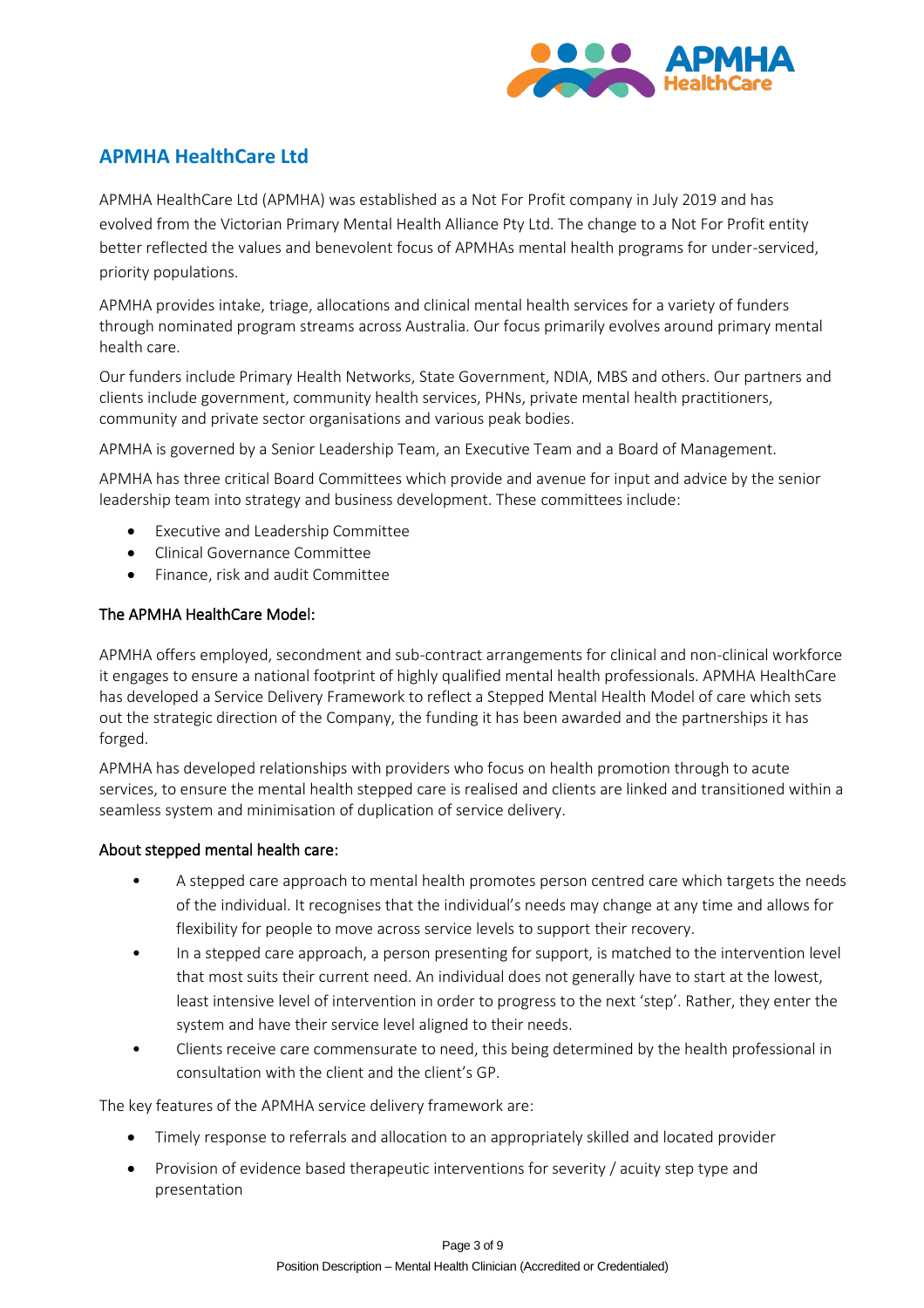## APMHA HealthCare Ltd

APMHA HealthCare Ltd (APMHA) was established as a Not For Profit company in July 2019 and has evolved from the Victorian Primary Mental Health Alliance Pty Ltd. The change to a Not For Profit entity better reflected the values and benevolent focus of APMHAs mental health programs for under-serviced, priority populations.

APMHA provides intake, triage, allocations and clinical mental health services for a variety of funders through nominated program streams across Australia. Our focus primarily evolves around primary mental health care.

Our funders include Primary Health Networks, State Government, NDIA, MBS and others. Our partners and clients include government, community health services, PHNs, private mental health practitioners, community and private sector organisations and various peak bodies.

APMHA is governed by a Senior Leadership Team, an Executive Team and a Board of Management.

APMHA has three critical Board Committees which provide and avenue for input and advice by the senior leadership team into strategy and business development. These committees include:

- Executive and Leadership Committee
- Clinical Governance Committee
- Finance, risk and audit Committee

### The APMHA HealthCare Model:

APMHA offers employed, secondment and sub-contract arrangements for clinical and non-clinical workforce it engages to ensure a national footprint of highly qualified mental health professionals. APMHA HealthCare has developed a Service Delivery Framework to reflect a Stepped Mental Health Model of care which sets out the strategic direction of the Company, the funding it has been awarded and the partnerships it has forged.

APMHA has developed relationships with providers who focus on health promotion through to acute services, to ensure the mental health stepped care is realised and clients are linked and transitioned within a seamless system and minimisation of duplication of service delivery.

### About stepped mental health care:

- A stepped care approach to mental health promotes person centred care which targets the needs of the individual. It recognises that the individual's needs may change at any time and allows for flexibility for people to move across service levels to support their recovery.
- In a stepped care approach, a person presenting for support, is matched to the intervention level that most suits their current need. An individual does not generally have to start at the lowest, least intensive level of intervention in order to progress to the next 'step'. Rather, they enter the system and have their service level aligned to their needs.
- Clients receive care commensurate to need, this being determined by the health professional in consultation with the client and the client's GP.

The key features of the APMHA service delivery framework are:

- Timely response to referrals and allocation to an appropriately skilled and located provider
- Provision of evidence based therapeutic interventions for severity / acuity step type and presentation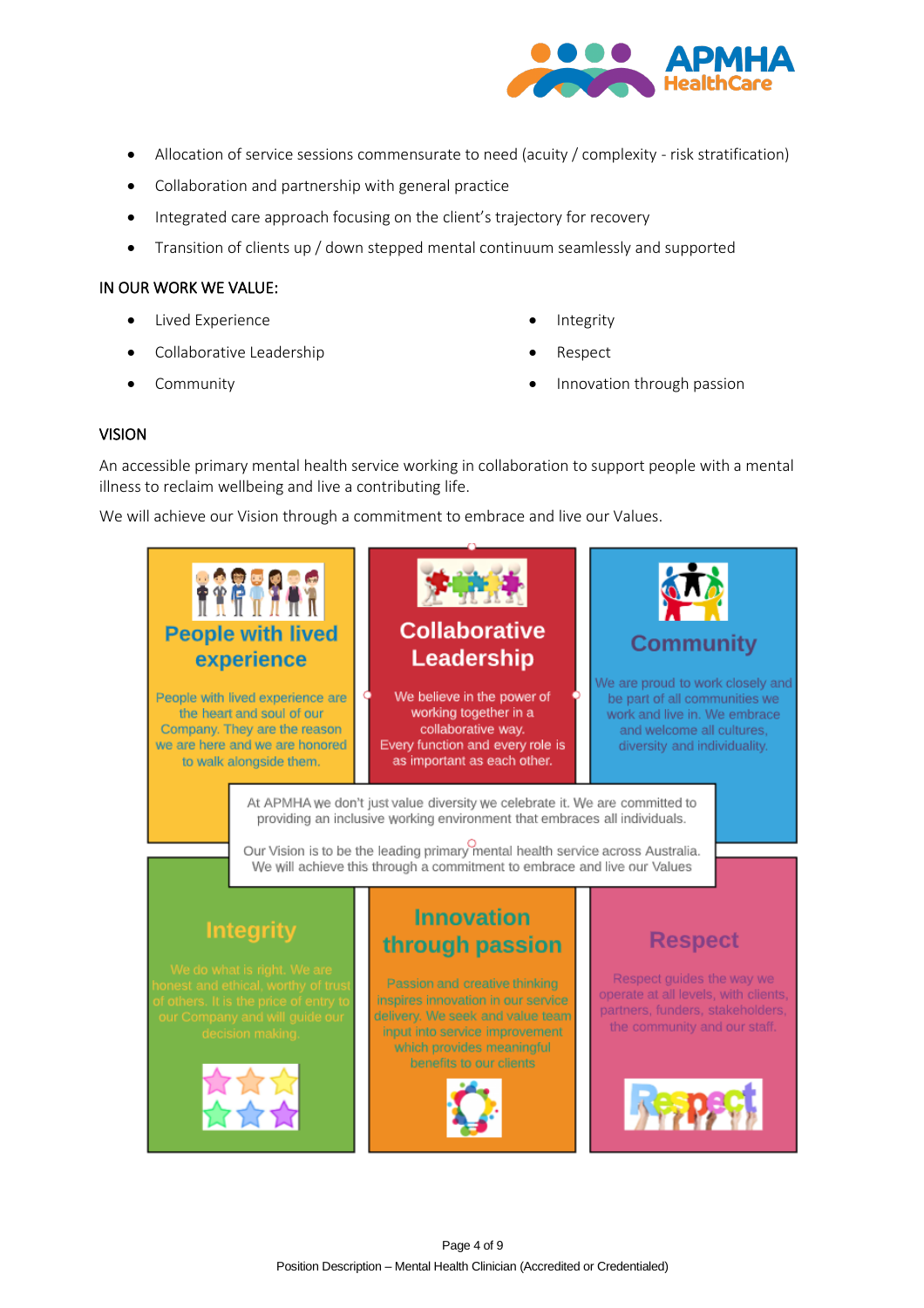- Allocation of service sessions commensurate to need (acuity / complexity - risk stratification)
- Collaboration and partnership with general practice
- Integrated care approach focusing on the client's trajectory for recovery
- Transition of clients up / down stepped mental continuum seamlessly and supported

## IN OUR WORK WE VALUE:

- Lived Experience
- Collaborative Leadership
- Community
- Integrity
- Respect
- Innovation through passion

## VISION

An accessible primary mental health service working in collaboration to support people with a mental illness to reclaim wellbeing and live a contributing life.

We will achieve our Vision through a commitment to embrace and live our Values.

### People with lived experience

People with lived experience are the heart and soul of our Company. They are the reason we are here and we are honored to walk alongside them.

### Collaborative Leadership

We believe in the power of working together in a collaborative way. Every function and every role is as important as each other.

### Community

We are proud to work closely and be part of all communities we work and live in. We embrace and welcome all cultures, diversity and individuality.

At APMHA we don't just value diversity we celebrate it. We are committed to providing an inclusive working environment that embraces all individuals.

Our Vision is to be the leading primary mental health service across Australia. We will achieve this through a commitment to embrace and live our Values

### Integrity

We do what is right. We are honest and ethical, worthy of trust of others. It is the price of entry to our Company and will guide our decision making.

### Innovation through passion

Passion and creative thinking inspires innovation in our service delivery. We seek and value team input into service improvement which provides meaningful benefits to our clients

### Respect

Respect guides the way we operate at all levels, with clients, partners, funders, stakeholders, the community and our staff.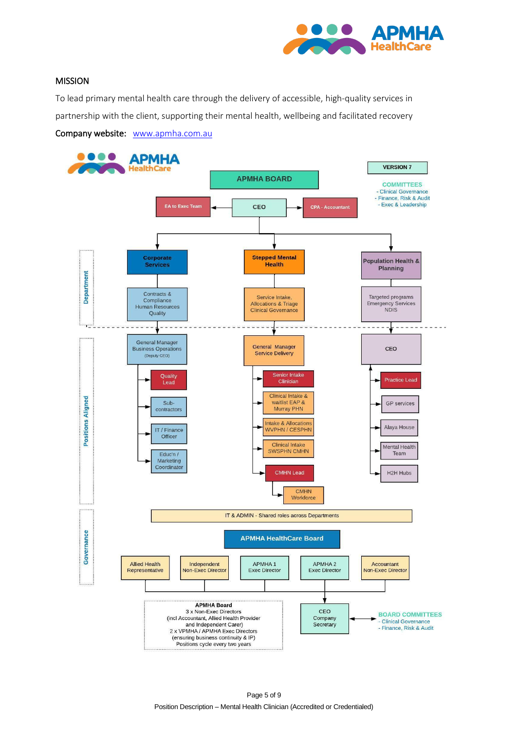## MISSION

To lead primary mental health care through the delivery of accessible, high-quality services in partnership with the client, supporting their mental health, wellbeing and facilitated recovery

**Company website:** [www.apmha.com.au](http://www.apmha.com.au)

VERSION 7

**APMHA BOARD**

COMMITTEES
- Clinical Governance
- Finance, Risk & Audit
- Exec & Leadership

EA to Exec Team — CEO — CPA - Accountant

**Department**

| Corporate Services | Stepped Mental Health | Population Health & Planning |
|---|---|---|
| Contracts & Compliance<br>Human Resources<br>Quality | Service Intake, Allocations & Triage<br>Clinical Governance | Targeted programs<br>Emergency Services<br>NDIS |

**Positions Aligned**

| Corporate Services | Stepped Mental Health | Population Health & Planning |
|---|---|---|
| General Manager Business Operations (Deputy CEO) | General Manager Service Delivery | CEO |
| Quality Lead | Senior Intake Clinician | Practice Lead |
| Sub-contractors | Clinical Intake & waitlist EAP & Murray PHN | GP services |
| IT / Finance Officer | Intake & Allocations WVPHN / CESPHN | Alaya House |
| Educ'n / Marketing Coordinator | Clinical Intake SWSPHN CMHN | Mental Health Team |
| | CMHN Lead | H2H Hubs |
| | CMHN Workforce | |

IT & ADMIN - Shared roles across Departments

**Governance**

**APMHA HealthCare Board**

- Allied Health Representative
- Independent Non-Exec Director
- APMHA 1 Exec Director
- APMHA 2 Exec Director
- Accountant Non-Exec Director

**APMHA Board**
3 x Non-Exec Directors
(incl Accountant, Allied Health Provider and Independent Carer)
2 x VPMHA / APMHA Exec Directors
(ensuring business continuity & IP)
Positions cycle every two years

CEO Company Secretary

BOARD COMMITTEES
- Clinical Governance
- Finance, Risk & Audit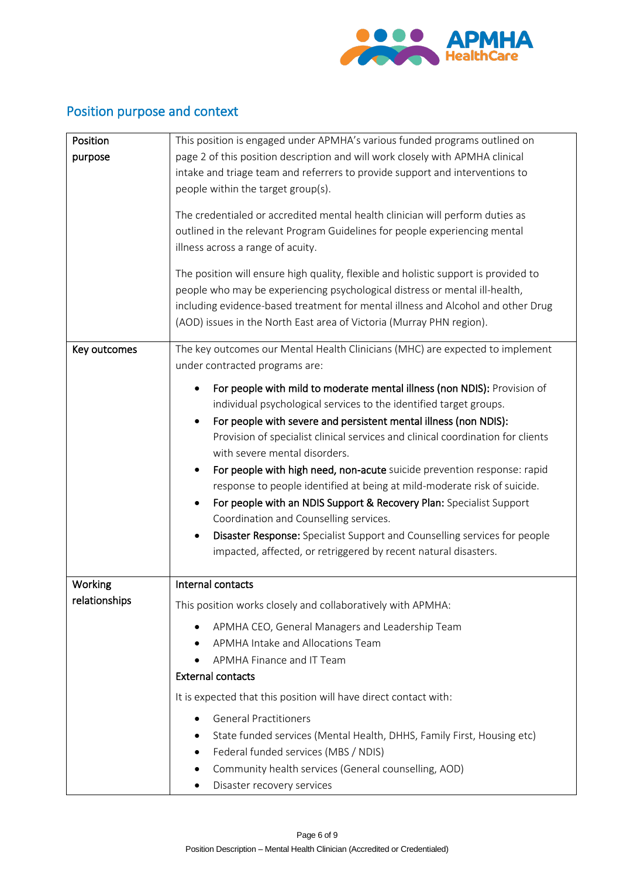## Position purpose and context

| | |
|---|---|
| **Position purpose** | This position is engaged under APMHA's various funded programs outlined on page 2 of this position description and will work closely with APMHA clinical intake and triage team and referrers to provide support and interventions to people within the target group(s).<br><br>The credentialed or accredited mental health clinician will perform duties as outlined in the relevant Program Guidelines for people experiencing mental illness across a range of acuity.<br><br>The position will ensure high quality, flexible and holistic support is provided to people who may be experiencing psychological distress or mental ill-health, including evidence-based treatment for mental illness and Alcohol and other Drug (AOD) issues in the North East area of Victoria (Murray PHN region). |
| **Key outcomes** | The key outcomes our Mental Health Clinicians (MHC) are expected to implement under contracted programs are:<br><br>• **For people with mild to moderate mental illness (non NDIS):** Provision of individual psychological services to the identified target groups.<br>• **For people with severe and persistent mental illness (non NDIS):** Provision of specialist clinical services and clinical coordination for clients with severe mental disorders.<br>• **For people with high need, non-acute** suicide prevention response: rapid response to people identified at being at mild-moderate risk of suicide.<br>• **For people with an NDIS Support & Recovery Plan:** Specialist Support Coordination and Counselling services.<br>• **Disaster Response:** Specialist Support and Counselling services for people impacted, affected, or retriggered by recent natural disasters. |
| **Working relationships** | **Internal contacts**<br><br>This position works closely and collaboratively with APMHA:<br><br>• APMHA CEO, General Managers and Leadership Team<br>• APMHA Intake and Allocations Team<br>• APMHA Finance and IT Team<br><br>**External contacts**<br><br>It is expected that this position will have direct contact with:<br><br>• General Practitioners<br>• State funded services (Mental Health, DHHS, Family First, Housing etc)<br>• Federal funded services (MBS / NDIS)<br>• Community health services (General counselling, AOD)<br>• Disaster recovery services |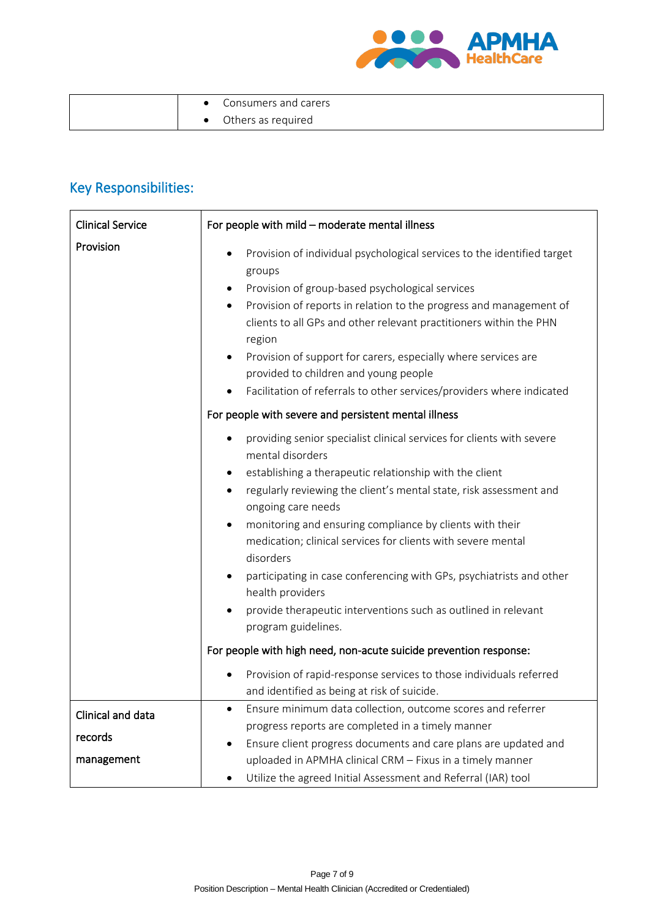| | |
|---|---|
| | • Consumers and carers<br>• Others as required |

## Key Responsibilities:

| | |
|---|---|
| Clinical Service Provision | **For people with mild – moderate mental illness**<br>• Provision of individual psychological services to the identified target groups<br>• Provision of group-based psychological services<br>• Provision of reports in relation to the progress and management of clients to all GPs and other relevant practitioners within the PHN region<br>• Provision of support for carers, especially where services are provided to children and young people<br>• Facilitation of referrals to other services/providers where indicated<br>**For people with severe and persistent mental illness**<br>• providing senior specialist clinical services for clients with severe mental disorders<br>• establishing a therapeutic relationship with the client<br>• regularly reviewing the client's mental state, risk assessment and ongoing care needs<br>• monitoring and ensuring compliance by clients with their medication; clinical services for clients with severe mental disorders<br>• participating in case conferencing with GPs, psychiatrists and other health providers<br>• provide therapeutic interventions such as outlined in relevant program guidelines.<br>**For people with high need, non-acute suicide prevention response:**<br>• Provision of rapid-response services to those individuals referred and identified as being at risk of suicide. |
| Clinical and data records management | • Ensure minimum data collection, outcome scores and referrer progress reports are completed in a timely manner<br>• Ensure client progress documents and care plans are updated and uploaded in APMHA clinical CRM – Fixus in a timely manner<br>• Utilize the agreed Initial Assessment and Referral (IAR) tool |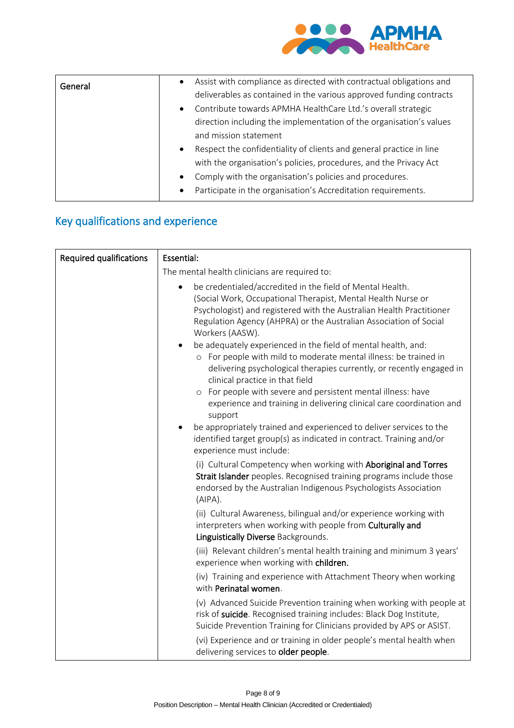| General | • Assist with compliance as directed with contractual obligations and deliverables as contained in the various approved funding contracts<br>• Contribute towards APMHA HealthCare Ltd.'s overall strategic direction including the implementation of the organisation's values and mission statement<br>• Respect the confidentiality of clients and general practice in line with the organisation's policies, procedures, and the Privacy Act<br>• Comply with the organisation's policies and procedures.<br>• Participate in the organisation's Accreditation requirements. |
|---|---|

## Key qualifications and experience

| Required qualifications | **Essential:**<br>The mental health clinicians are required to:<br>• be credentialed/accredited in the field of Mental Health. (Social Work, Occupational Therapist, Mental Health Nurse or Psychologist) and registered with the Australian Health Practitioner Regulation Agency (AHPRA) or the Australian Association of Social Workers (AASW).<br>• be adequately experienced in the field of mental health, and:<br>&nbsp;&nbsp;○ For people with mild to moderate mental illness: be trained in delivering psychological therapies currently, or recently engaged in clinical practice in that field<br>&nbsp;&nbsp;○ For people with severe and persistent mental illness: have experience and training in delivering clinical care coordination and support<br>• be appropriately trained and experienced to deliver services to the identified target group(s) as indicated in contract. Training and/or experience must include:<br>(i) Cultural Competency when working with **Aboriginal and Torres Strait Islander** peoples. Recognised training programs include those endorsed by the Australian Indigenous Psychologists Association (AIPA).<br>(ii) Cultural Awareness, bilingual and/or experience working with interpreters when working with people from **Culturally and Linguistically Diverse** Backgrounds.<br>(iii) Relevant children's mental health training and minimum 3 years' experience when working with **children.**<br>(iv) Training and experience with Attachment Theory when working with **Perinatal women**.<br>(v) Advanced Suicide Prevention training when working with people at risk of **suicide**. Recognised training includes: Black Dog Institute, Suicide Prevention Training for Clinicians provided by APS or ASIST.<br>(vi) Experience and or training in older people's mental health when delivering services to **older people**. |
|---|---|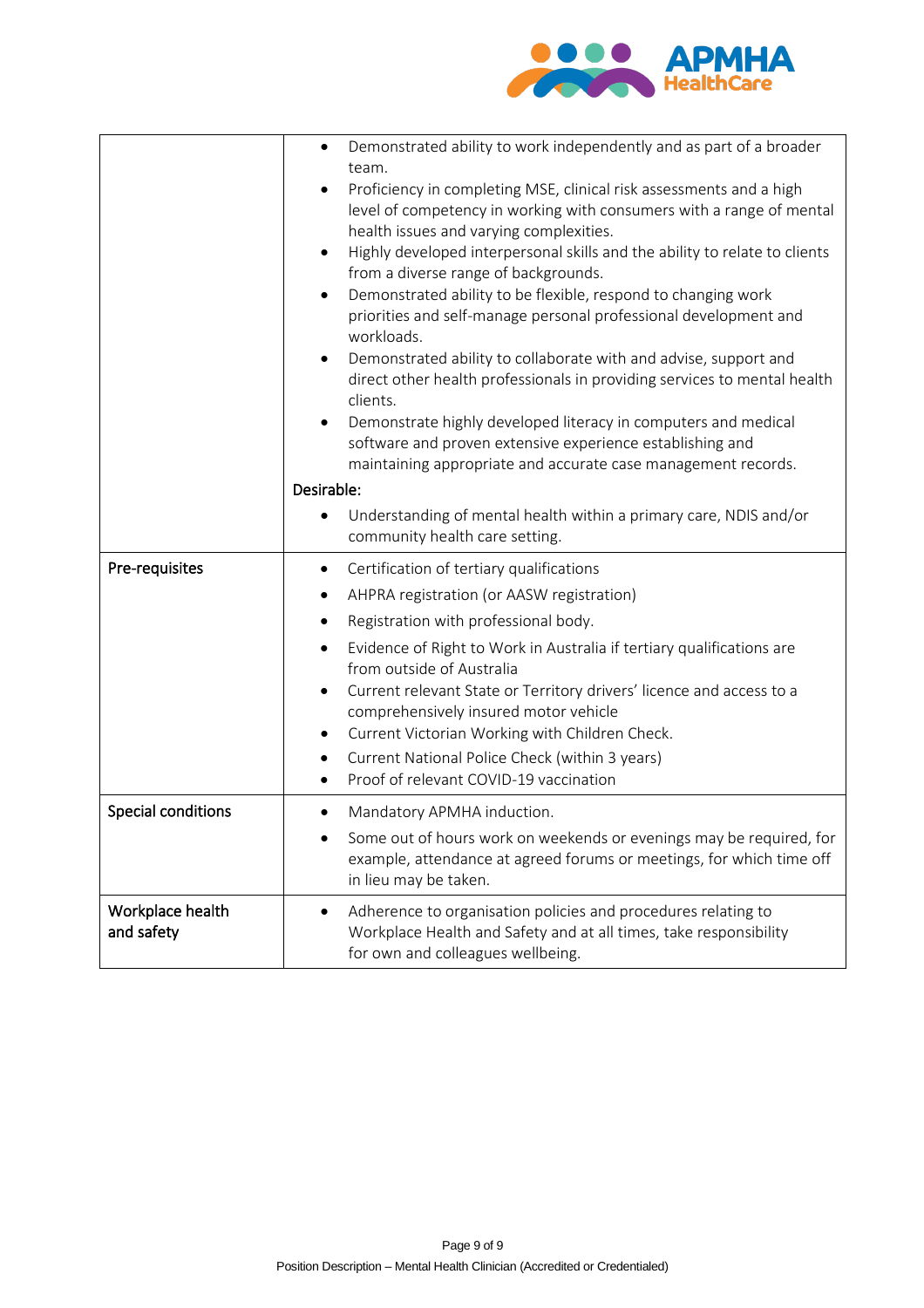| | |
|---|---|
| | • Demonstrated ability to work independently and as part of a broader team.<br>• Proficiency in completing MSE, clinical risk assessments and a high level of competency in working with consumers with a range of mental health issues and varying complexities.<br>• Highly developed interpersonal skills and the ability to relate to clients from a diverse range of backgrounds.<br>• Demonstrated ability to be flexible, respond to changing work priorities and self-manage personal professional development and workloads.<br>• Demonstrated ability to collaborate with and advise, support and direct other health professionals in providing services to mental health clients.<br>• Demonstrate highly developed literacy in computers and medical software and proven extensive experience establishing and maintaining appropriate and accurate case management records.<br>Desirable:<br>• Understanding of mental health within a primary care, NDIS and/or community health care setting. |
| Pre-requisites | • Certification of tertiary qualifications<br>• AHPRA registration (or AASW registration)<br>• Registration with professional body.<br>• Evidence of Right to Work in Australia if tertiary qualifications are from outside of Australia<br>• Current relevant State or Territory drivers' licence and access to a comprehensively insured motor vehicle<br>• Current Victorian Working with Children Check.<br>• Current National Police Check (within 3 years)<br>• Proof of relevant COVID-19 vaccination |
| Special conditions | • Mandatory APMHA induction.<br>• Some out of hours work on weekends or evenings may be required, for example, attendance at agreed forums or meetings, for which time off in lieu may be taken. |
| Workplace health and safety | • Adherence to organisation policies and procedures relating to Workplace Health and Safety and at all times, take responsibility for own and colleagues wellbeing. |